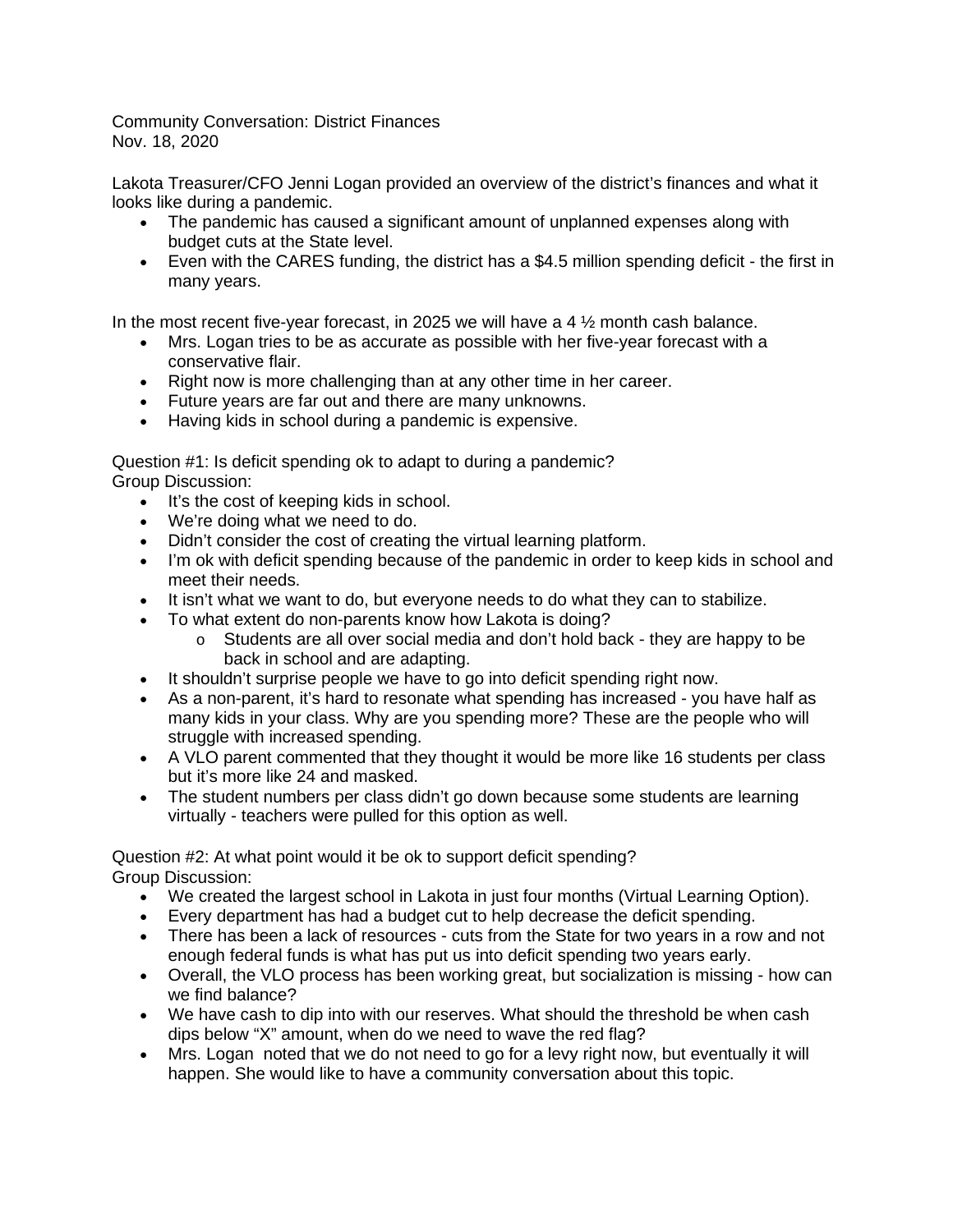Community Conversation: District Finances
Nov. 18, 2020

Lakota Treasurer/CFO Jenni Logan provided an overview of the district's finances and what it looks like during a pandemic.

- The pandemic has caused a significant amount of unplanned expenses along with budget cuts at the State level.
- Even with the CARES funding, the district has a $4.5 million spending deficit - the first in many years.

In the most recent five-year forecast, in 2025 we will have a 4 ½ month cash balance.

- Mrs. Logan tries to be as accurate as possible with her five-year forecast with a conservative flair.
- Right now is more challenging than at any other time in her career.
- Future years are far out and there are many unknowns.
- Having kids in school during a pandemic is expensive.

Question #1: Is deficit spending ok to adapt to during a pandemic?
Group Discussion:

- It's the cost of keeping kids in school.
- We're doing what we need to do.
- Didn't consider the cost of creating the virtual learning platform.
- I'm ok with deficit spending because of the pandemic in order to keep kids in school and meet their needs.
- It isn't what we want to do, but everyone needs to do what they can to stabilize.
- To what extent do non-parents know how Lakota is doing?
  - Students are all over social media and don't hold back - they are happy to be back in school and are adapting.
- It shouldn't surprise people we have to go into deficit spending right now.
- As a non-parent, it's hard to resonate what spending has increased - you have half as many kids in your class. Why are you spending more? These are the people who will struggle with increased spending.
- A VLO parent commented that they thought it would be more like 16 students per class but it's more like 24 and masked.
- The student numbers per class didn't go down because some students are learning virtually - teachers were pulled for this option as well.

Question #2: At what point would it be ok to support deficit spending?
Group Discussion:

- We created the largest school in Lakota in just four months (Virtual Learning Option).
- Every department has had a budget cut to help decrease the deficit spending.
- There has been a lack of resources - cuts from the State for two years in a row and not enough federal funds is what has put us into deficit spending two years early.
- Overall, the VLO process has been working great, but socialization is missing - how can we find balance?
- We have cash to dip into with our reserves. What should the threshold be when cash dips below "X" amount, when do we need to wave the red flag?
- Mrs. Logan noted that we do not need to go for a levy right now, but eventually it will happen. She would like to have a community conversation about this topic.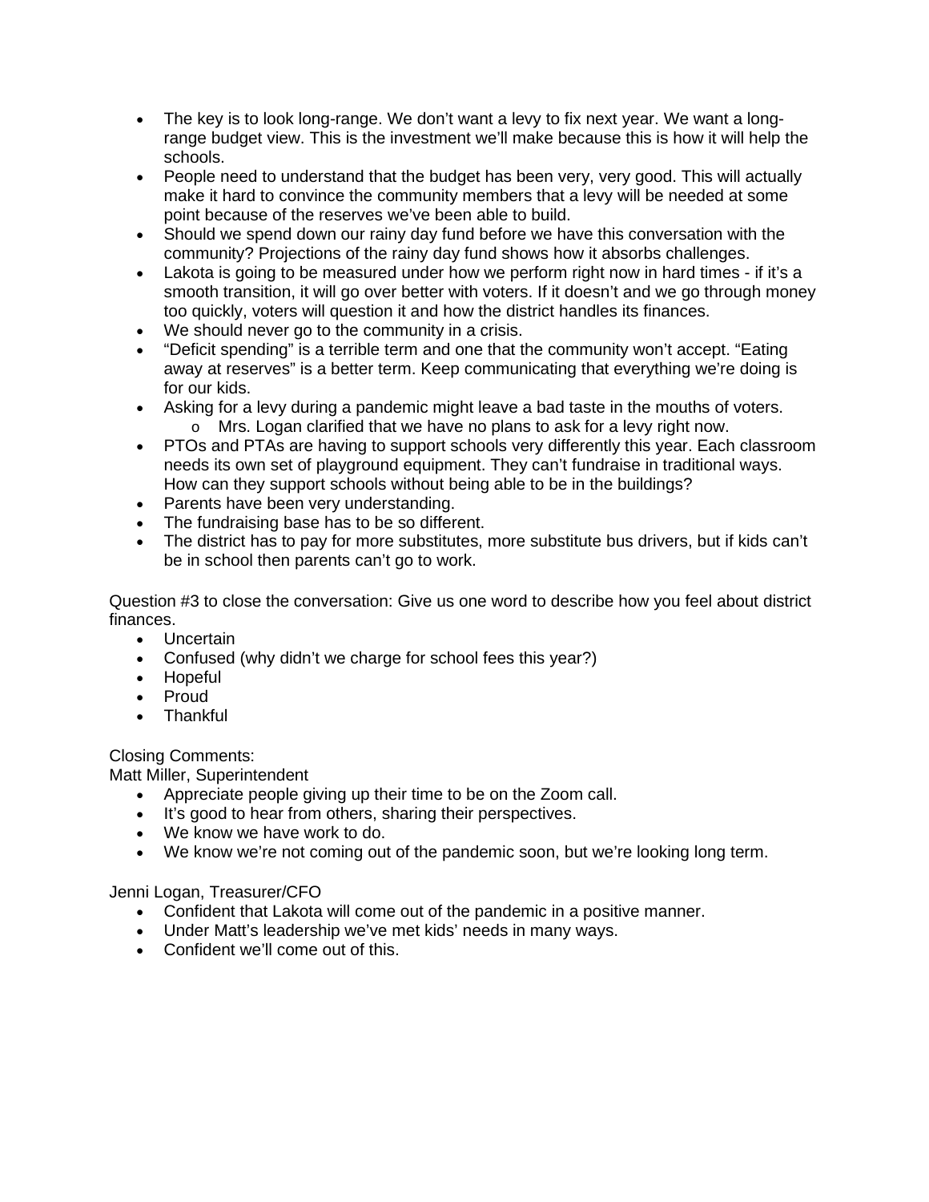- The key is to look long-range. We don't want a levy to fix next year. We want a long-range budget view. This is the investment we'll make because this is how it will help the schools.
- People need to understand that the budget has been very, very good. This will actually make it hard to convince the community members that a levy will be needed at some point because of the reserves we've been able to build.
- Should we spend down our rainy day fund before we have this conversation with the community? Projections of the rainy day fund shows how it absorbs challenges.
- Lakota is going to be measured under how we perform right now in hard times - if it's a smooth transition, it will go over better with voters. If it doesn't and we go through money too quickly, voters will question it and how the district handles its finances.
- We should never go to the community in a crisis.
- "Deficit spending" is a terrible term and one that the community won't accept. "Eating away at reserves" is a better term. Keep communicating that everything we're doing is for our kids.
- Asking for a levy during a pandemic might leave a bad taste in the mouths of voters.
  - Mrs. Logan clarified that we have no plans to ask for a levy right now.
- PTOs and PTAs are having to support schools very differently this year. Each classroom needs its own set of playground equipment. They can't fundraise in traditional ways. How can they support schools without being able to be in the buildings?
- Parents have been very understanding.
- The fundraising base has to be so different.
- The district has to pay for more substitutes, more substitute bus drivers, but if kids can't be in school then parents can't go to work.

Question #3 to close the conversation: Give us one word to describe how you feel about district finances.

- Uncertain
- Confused (why didn't we charge for school fees this year?)
- Hopeful
- Proud
- Thankful

Closing Comments:
Matt Miller, Superintendent

- Appreciate people giving up their time to be on the Zoom call.
- It's good to hear from others, sharing their perspectives.
- We know we have work to do.
- We know we're not coming out of the pandemic soon, but we're looking long term.

Jenni Logan, Treasurer/CFO

- Confident that Lakota will come out of the pandemic in a positive manner.
- Under Matt's leadership we've met kids' needs in many ways.
- Confident we'll come out of this.